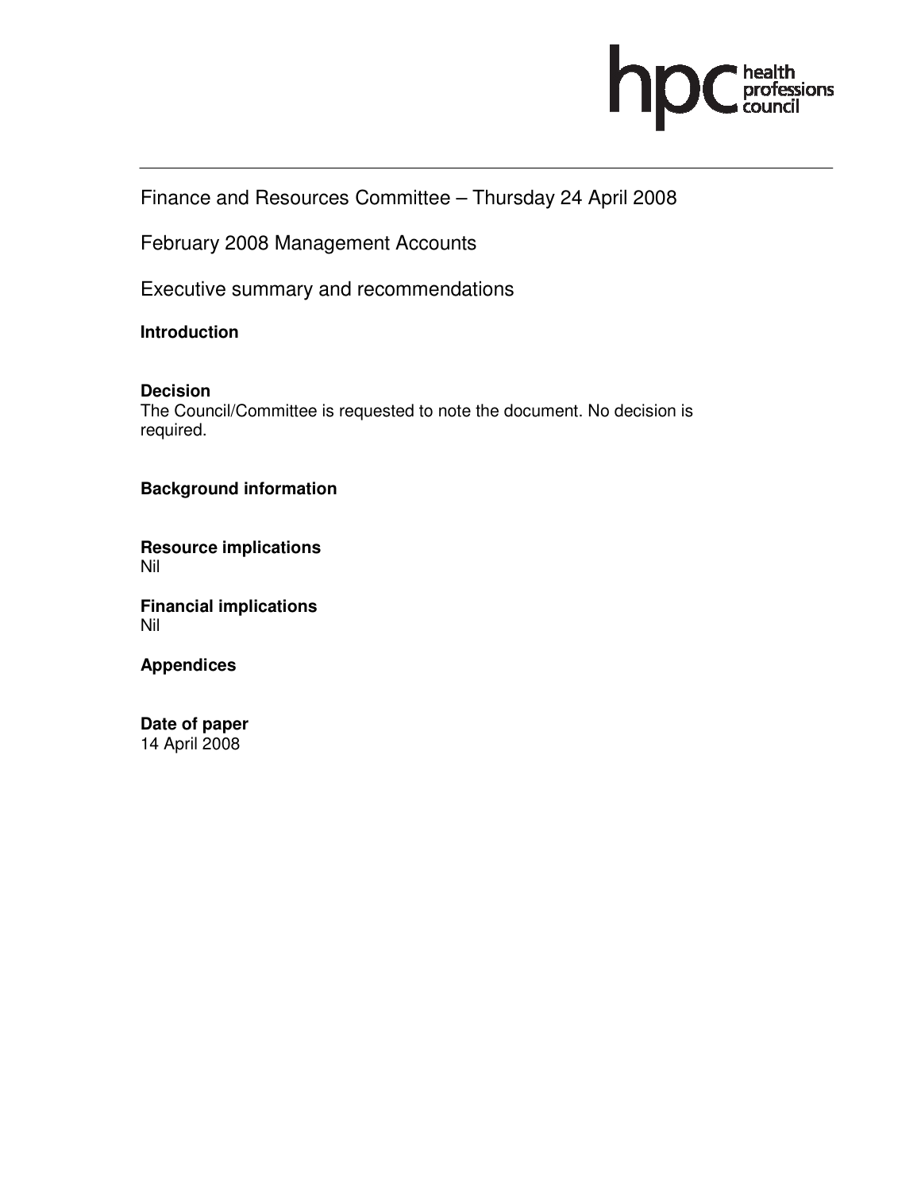Finance and Resources Committee – Thursday 24 April 2008

February 2008 Management Accounts

Executive summary and recommendations

**Introduction**

**Decision**
The Council/Committee is requested to note the document. No decision is required.

**Background information**

**Resource implications**
Nil

**Financial implications**
Nil

**Appendices**

**Date of paper**
14 April 2008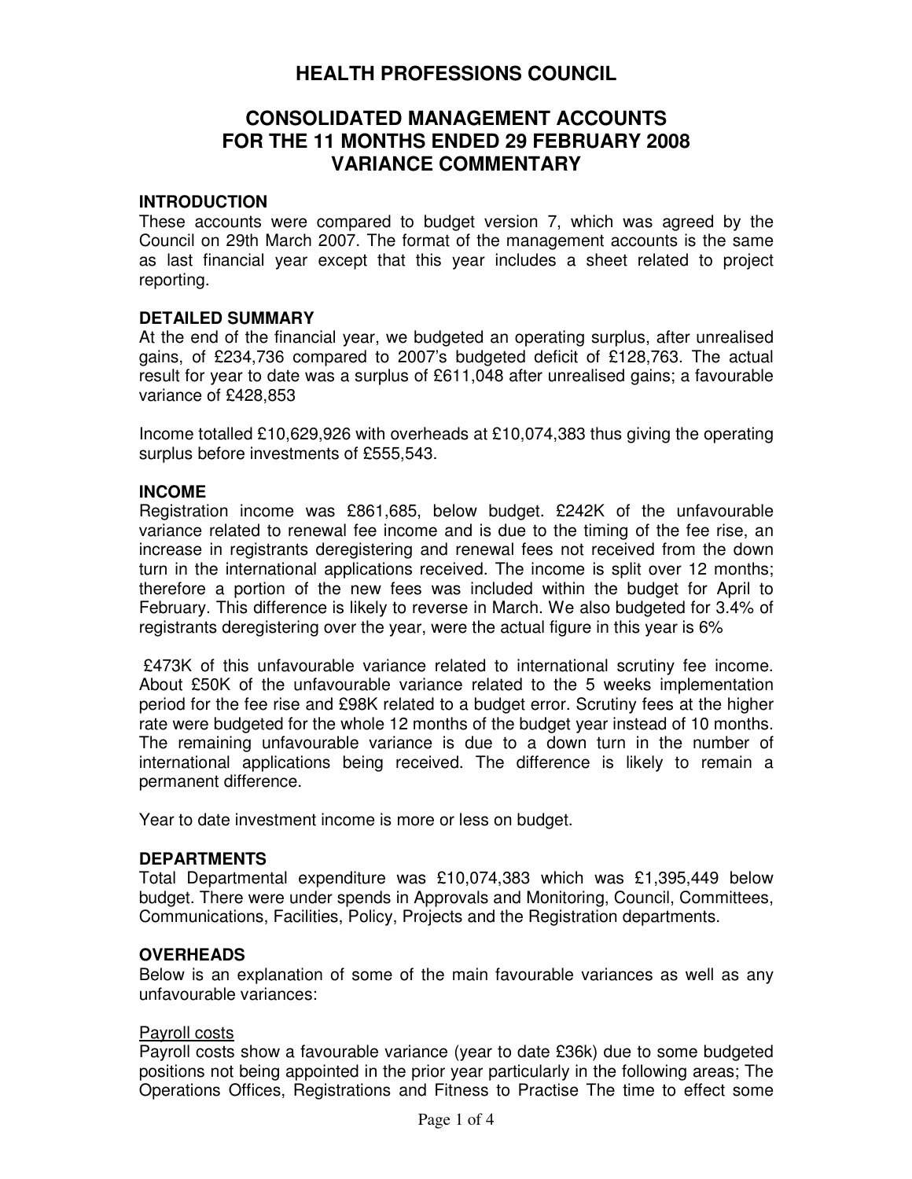# HEALTH PROFESSIONS COUNCIL

# CONSOLIDATED MANAGEMENT ACCOUNTS FOR THE 11 MONTHS ENDED 29 FEBRUARY 2008 VARIANCE COMMENTARY

### INTRODUCTION

These accounts were compared to budget version 7, which was agreed by the Council on 29th March 2007. The format of the management accounts is the same as last financial year except that this year includes a sheet related to project reporting.

### DETAILED SUMMARY

At the end of the financial year, we budgeted an operating surplus, after unrealised gains, of £234,736 compared to 2007's budgeted deficit of £128,763. The actual result for year to date was a surplus of £611,048 after unrealised gains; a favourable variance of £428,853

Income totalled £10,629,926 with overheads at £10,074,383 thus giving the operating surplus before investments of £555,543.

### INCOME

Registration income was £861,685, below budget. £242K of the unfavourable variance related to renewal fee income and is due to the timing of the fee rise, an increase in registrants deregistering and renewal fees not received from the down turn in the international applications received. The income is split over 12 months; therefore a portion of the new fees was included within the budget for April to February. This difference is likely to reverse in March. We also budgeted for 3.4% of registrants deregistering over the year, were the actual figure in this year is 6%

£473K of this unfavourable variance related to international scrutiny fee income. About £50K of the unfavourable variance related to the 5 weeks implementation period for the fee rise and £98K related to a budget error. Scrutiny fees at the higher rate were budgeted for the whole 12 months of the budget year instead of 10 months. The remaining unfavourable variance is due to a down turn in the number of international applications being received. The difference is likely to remain a permanent difference.

Year to date investment income is more or less on budget.

### DEPARTMENTS

Total Departmental expenditure was £10,074,383 which was £1,395,449 below budget. There were under spends in Approvals and Monitoring, Council, Committees, Communications, Facilities, Policy, Projects and the Registration departments.

### OVERHEADS

Below is an explanation of some of the main favourable variances as well as any unfavourable variances:

<u>Payroll costs</u>

Payroll costs show a favourable variance (year to date £36k) due to some budgeted positions not being appointed in the prior year particularly in the following areas; The Operations Offices, Registrations and Fitness to Practise The time to effect some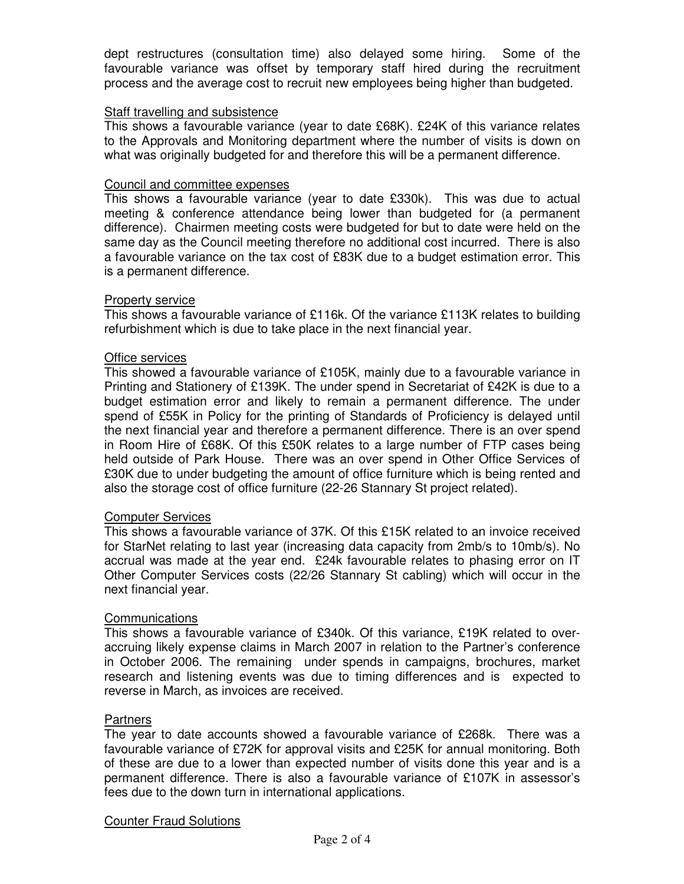dept restructures (consultation time) also delayed some hiring. Some of the favourable variance was offset by temporary staff hired during the recruitment process and the average cost to recruit new employees being higher than budgeted.

Staff travelling and subsistence

This shows a favourable variance (year to date £68K). £24K of this variance relates to the Approvals and Monitoring department where the number of visits is down on what was originally budgeted for and therefore this will be a permanent difference.

Council and committee expenses

This shows a favourable variance (year to date £330k). This was due to actual meeting & conference attendance being lower than budgeted for (a permanent difference). Chairmen meeting costs were budgeted for but to date were held on the same day as the Council meeting therefore no additional cost incurred. There is also a favourable variance on the tax cost of £83K due to a budget estimation error. This is a permanent difference.

Property service

This shows a favourable variance of £116k. Of the variance £113K relates to building refurbishment which is due to take place in the next financial year.

Office services

This showed a favourable variance of £105K, mainly due to a favourable variance in Printing and Stationery of £139K. The under spend in Secretariat of £42K is due to a budget estimation error and likely to remain a permanent difference. The under spend of £55K in Policy for the printing of Standards of Proficiency is delayed until the next financial year and therefore a permanent difference. There is an over spend in Room Hire of £68K. Of this £50K relates to a large number of FTP cases being held outside of Park House. There was an over spend in Other Office Services of £30K due to under budgeting the amount of office furniture which is being rented and also the storage cost of office furniture (22-26 Stannary St project related).

Computer Services

This shows a favourable variance of 37K. Of this £15K related to an invoice received for StarNet relating to last year (increasing data capacity from 2mb/s to 10mb/s). No accrual was made at the year end. £24k favourable relates to phasing error on IT Other Computer Services costs (22/26 Stannary St cabling) which will occur in the next financial year.

Communications

This shows a favourable variance of £340k. Of this variance, £19K related to over-accruing likely expense claims in March 2007 in relation to the Partner's conference in October 2006. The remaining under spends in campaigns, brochures, market research and listening events was due to timing differences and is expected to reverse in March, as invoices are received.

Partners

The year to date accounts showed a favourable variance of £268k. There was a favourable variance of £72K for approval visits and £25K for annual monitoring. Both of these are due to a lower than expected number of visits done this year and is a permanent difference. There is also a favourable variance of £107K in assessor's fees due to the down turn in international applications.

Counter Fraud Solutions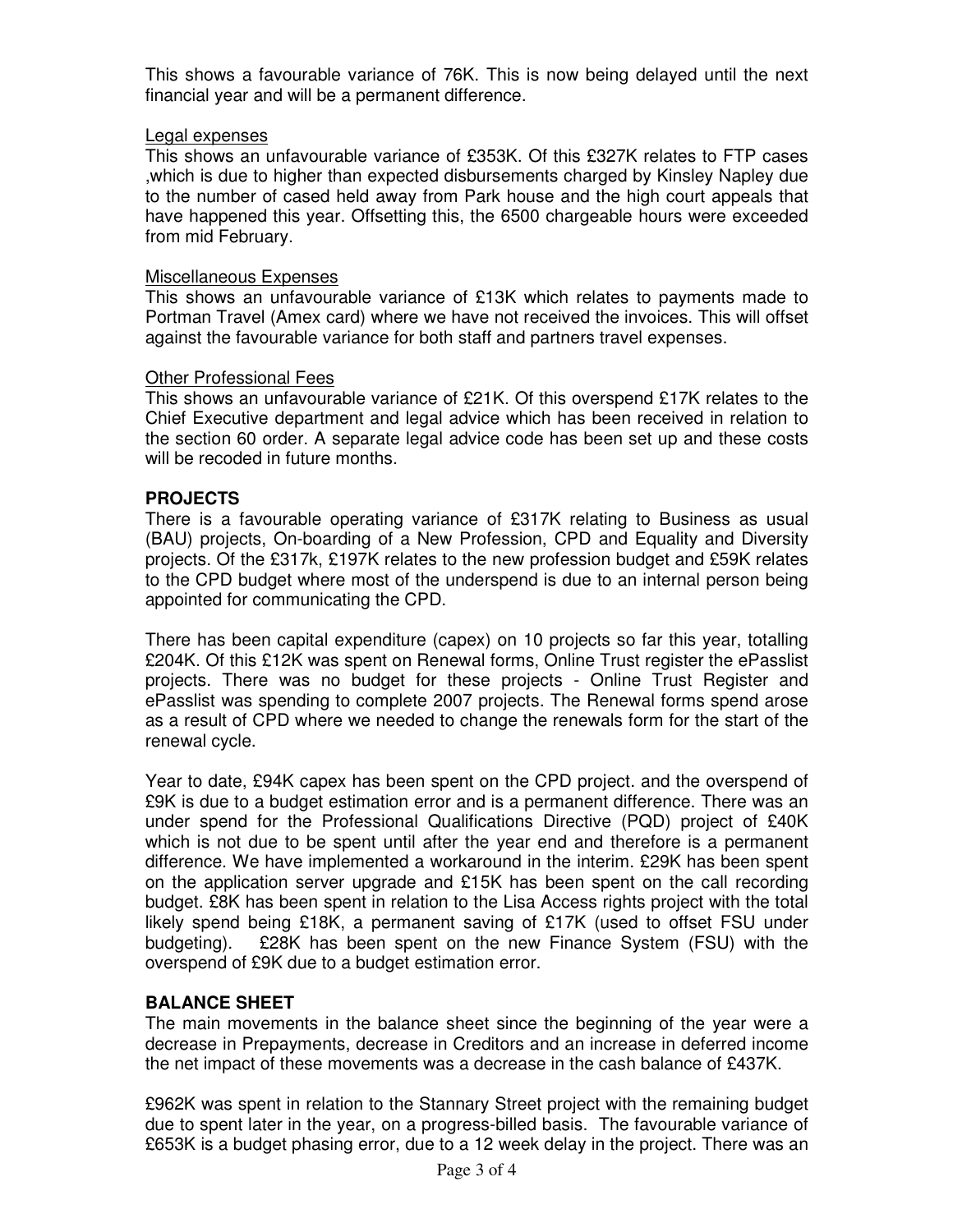This shows a favourable variance of 76K. This is now being delayed until the next financial year and will be a permanent difference.

Legal expenses

This shows an unfavourable variance of £353K. Of this £327K relates to FTP cases ,which is due to higher than expected disbursements charged by Kinsley Napley due to the number of cased held away from Park house and the high court appeals that have happened this year. Offsetting this, the 6500 chargeable hours were exceeded from mid February.

Miscellaneous Expenses

This shows an unfavourable variance of £13K which relates to payments made to Portman Travel (Amex card) where we have not received the invoices. This will offset against the favourable variance for both staff and partners travel expenses.

Other Professional Fees

This shows an unfavourable variance of £21K. Of this overspend £17K relates to the Chief Executive department and legal advice which has been received in relation to the section 60 order. A separate legal advice code has been set up and these costs will be recoded in future months.

**PROJECTS**

There is a favourable operating variance of £317K relating to Business as usual (BAU) projects, On-boarding of a New Profession, CPD and Equality and Diversity projects. Of the £317k, £197K relates to the new profession budget and £59K relates to the CPD budget where most of the underspend is due to an internal person being appointed for communicating the CPD.

There has been capital expenditure (capex) on 10 projects so far this year, totalling £204K. Of this £12K was spent on Renewal forms, Online Trust register the ePasslist projects. There was no budget for these projects - Online Trust Register and ePasslist was spending to complete 2007 projects. The Renewal forms spend arose as a result of CPD where we needed to change the renewals form for the start of the renewal cycle.

Year to date, £94K capex has been spent on the CPD project. and the overspend of £9K is due to a budget estimation error and is a permanent difference. There was an under spend for the Professional Qualifications Directive (PQD) project of £40K which is not due to be spent until after the year end and therefore is a permanent difference. We have implemented a workaround in the interim. £29K has been spent on the application server upgrade and £15K has been spent on the call recording budget. £8K has been spent in relation to the Lisa Access rights project with the total likely spend being £18K, a permanent saving of £17K (used to offset FSU under budgeting). £28K has been spent on the new Finance System (FSU) with the overspend of £9K due to a budget estimation error.

**BALANCE SHEET**

The main movements in the balance sheet since the beginning of the year were a decrease in Prepayments, decrease in Creditors and an increase in deferred income the net impact of these movements was a decrease in the cash balance of £437K.

£962K was spent in relation to the Stannary Street project with the remaining budget due to spent later in the year, on a progress-billed basis. The favourable variance of £653K is a budget phasing error, due to a 12 week delay in the project. There was an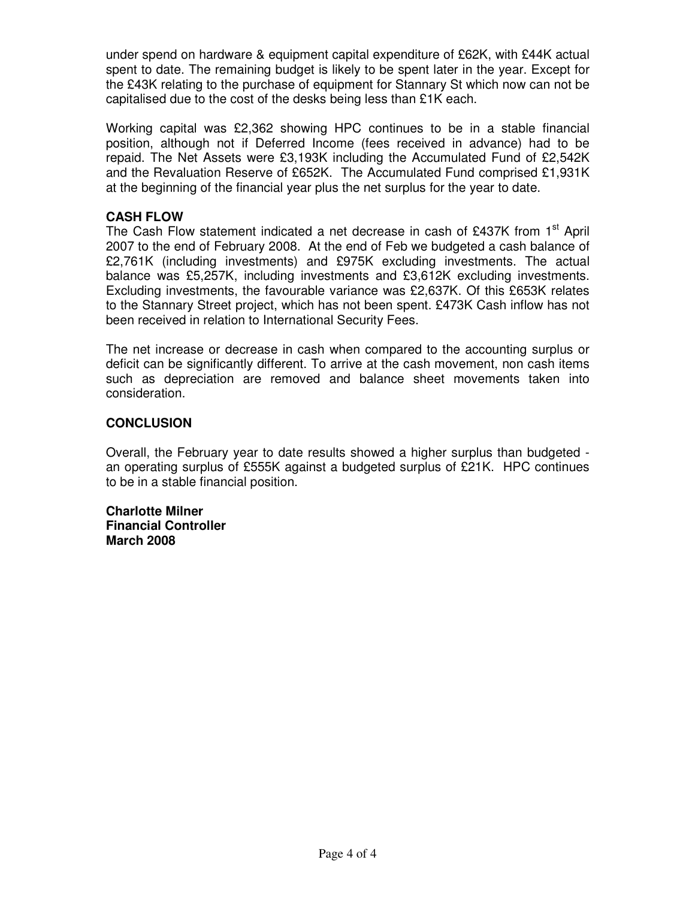under spend on hardware & equipment capital expenditure of £62K, with £44K actual spent to date. The remaining budget is likely to be spent later in the year. Except for the £43K relating to the purchase of equipment for Stannary St which now can not be capitalised due to the cost of the desks being less than £1K each.

Working capital was £2,362 showing HPC continues to be in a stable financial position, although not if Deferred Income (fees received in advance) had to be repaid. The Net Assets were £3,193K including the Accumulated Fund of £2,542K and the Revaluation Reserve of £652K. The Accumulated Fund comprised £1,931K at the beginning of the financial year plus the net surplus for the year to date.

**CASH FLOW**

The Cash Flow statement indicated a net decrease in cash of £437K from 1st April 2007 to the end of February 2008. At the end of Feb we budgeted a cash balance of £2,761K (including investments) and £975K excluding investments. The actual balance was £5,257K, including investments and £3,612K excluding investments. Excluding investments, the favourable variance was £2,637K. Of this £653K relates to the Stannary Street project, which has not been spent. £473K Cash inflow has not been received in relation to International Security Fees.

The net increase or decrease in cash when compared to the accounting surplus or deficit can be significantly different. To arrive at the cash movement, non cash items such as depreciation are removed and balance sheet movements taken into consideration.

**CONCLUSION**

Overall, the February year to date results showed a higher surplus than budgeted - an operating surplus of £555K against a budgeted surplus of £21K. HPC continues to be in a stable financial position.

**Charlotte Milner**
**Financial Controller**
**March 2008**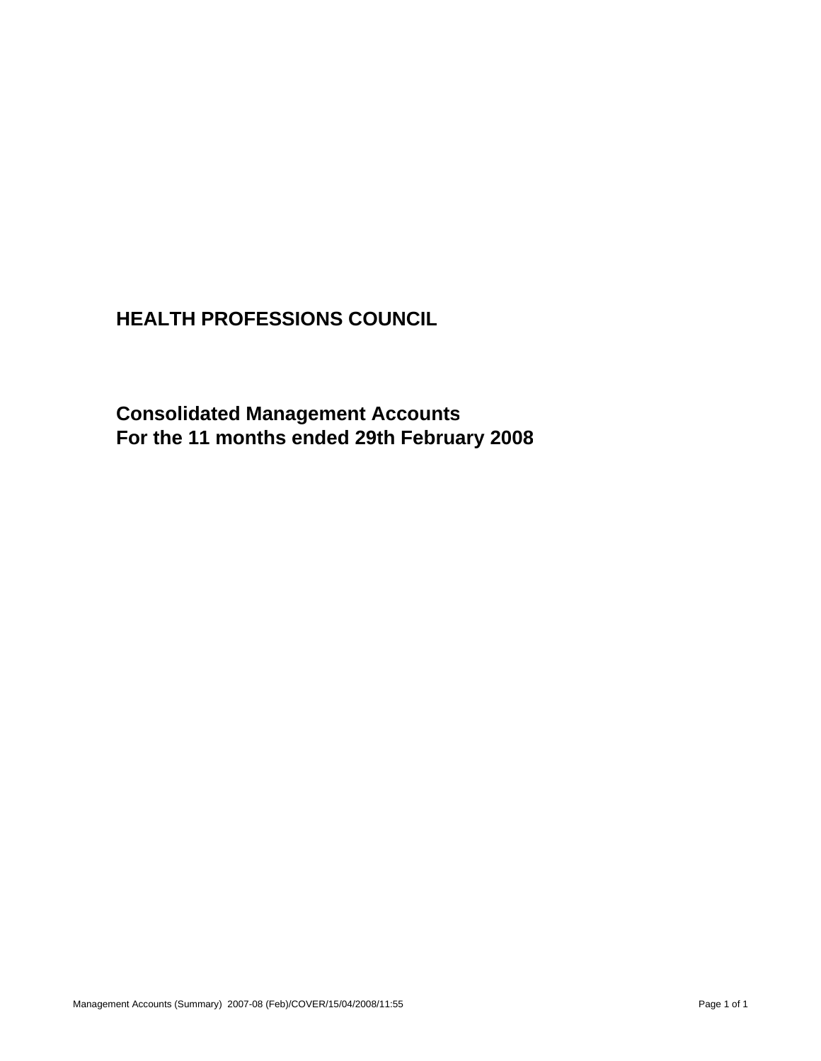# HEALTH PROFESSIONS COUNCIL

## Consolidated Management Accounts
## For the 11 months ended 29th February 2008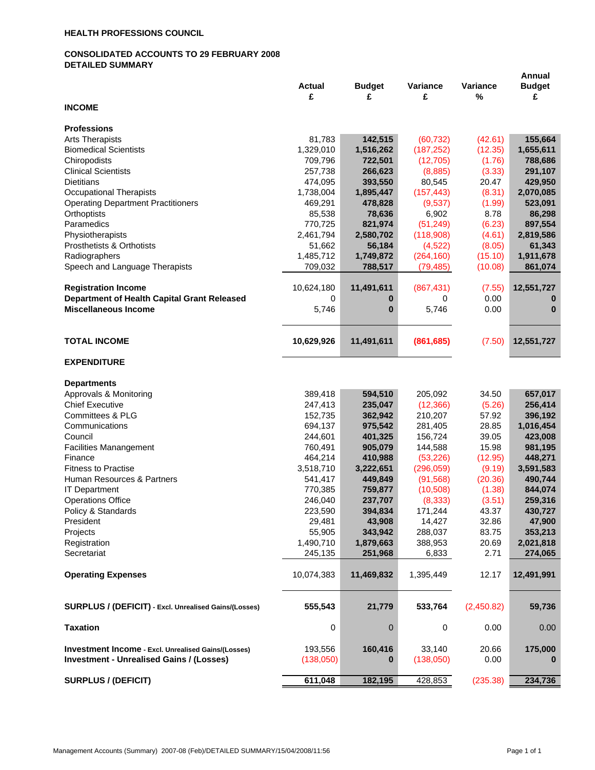**HEALTH PROFESSIONS COUNCIL**

**CONSOLIDATED ACCOUNTS TO 29 FEBRUARY 2008**
**DETAILED SUMMARY**

| | Actual £ | Budget £ | Variance £ | Variance % | Annual Budget £ |
|---|---|---|---|---|---|
| **INCOME** | | | | | |
| **Professions** | | | | | |
| Arts Therapists | 81,783 | **142,515** | (60,732) | (42.61) | **155,664** |
| Biomedical Scientists | 1,329,010 | **1,516,262** | (187,252) | (12.35) | **1,655,611** |
| Chiropodists | 709,796 | **722,501** | (12,705) | (1.76) | **788,686** |
| Clinical Scientists | 257,738 | **266,623** | (8,885) | (3.33) | **291,107** |
| Dietitians | 474,095 | **393,550** | 80,545 | 20.47 | **429,950** |
| Occupational Therapists | 1,738,004 | **1,895,447** | (157,443) | (8.31) | **2,070,085** |
| Operating Department Practitioners | 469,291 | **478,828** | (9,537) | (1.99) | **523,091** |
| Orthoptists | 85,538 | **78,636** | 6,902 | 8.78 | **86,298** |
| Paramedics | 770,725 | **821,974** | (51,249) | (6.23) | **897,554** |
| Physiotherapists | 2,461,794 | **2,580,702** | (118,908) | (4.61) | **2,819,586** |
| Prosthetists & Orthotists | 51,662 | **56,184** | (4,522) | (8.05) | **61,343** |
| Radiographers | 1,485,712 | **1,749,872** | (264,160) | (15.10) | **1,911,678** |
| Speech and Language Therapists | 709,032 | **788,517** | (79,485) | (10.08) | **861,074** |
| **Registration Income** | 10,624,180 | **11,491,611** | (867,431) | (7.55) | **12,551,727** |
| **Department of Health Capital Grant Released** | 0 | **0** | 0 | 0.00 | **0** |
| **Miscellaneous Income** | 5,746 | **0** | 5,746 | 0.00 | **0** |
| **TOTAL INCOME** | **10,629,926** | **11,491,611** | **(861,685)** | (7.50) | **12,551,727** |
| **EXPENDITURE** | | | | | |
| **Departments** | | | | | |
| Approvals & Monitoring | 389,418 | **594,510** | 205,092 | 34.50 | **657,017** |
| Chief Executive | 247,413 | **235,047** | (12,366) | (5.26) | **256,414** |
| Committees & PLG | 152,735 | **362,942** | 210,207 | 57.92 | **396,192** |
| Communications | 694,137 | **975,542** | 281,405 | 28.85 | **1,016,454** |
| Council | 244,601 | **401,325** | 156,724 | 39.05 | **423,008** |
| Facilities Manangement | 760,491 | **905,079** | 144,588 | 15.98 | **981,195** |
| Finance | 464,214 | **410,988** | (53,226) | (12.95) | **448,271** |
| Fitness to Practise | 3,518,710 | **3,222,651** | (296,059) | (9.19) | **3,591,583** |
| Human Resources & Partners | 541,417 | **449,849** | (91,568) | (20.36) | **490,744** |
| IT Department | 770,385 | **759,877** | (10,508) | (1.38) | **844,074** |
| Operations Office | 246,040 | **237,707** | (8,333) | (3.51) | **259,316** |
| Policy & Standards | 223,590 | **394,834** | 171,244 | 43.37 | **430,727** |
| President | 29,481 | **43,908** | 14,427 | 32.86 | **47,900** |
| Projects | 55,905 | **343,942** | 288,037 | 83.75 | **353,213** |
| Registration | 1,490,710 | **1,879,663** | 388,953 | 20.69 | **2,021,818** |
| Secretariat | 245,135 | **251,968** | 6,833 | 2.71 | **274,065** |
| **Operating Expenses** | 10,074,383 | **11,469,832** | 1,395,449 | 12.17 | **12,491,991** |
| **SURPLUS / (DEFICIT)** - Excl. Unrealised Gains/(Losses) | **555,543** | **21,779** | **533,764** | (2,450.82) | **59,736** |
| **Taxation** | 0 | 0 | 0 | 0.00 | 0.00 |
| **Investment Income** - Excl. Unrealised Gains/(Losses) | 193,556 | **160,416** | 33,140 | 20.66 | **175,000** |
| **Investment - Unrealised Gains / (Losses)** | (138,050) | **0** | (138,050) | 0.00 | **0** |
| **SURPLUS / (DEFICIT)** | **611,048** | **182,195** | 428,853 | (235.38) | **234,736** |

Management Accounts (Summary) 2007-08 (Feb)/DETAILED SUMMARY/15/04/2008/11:56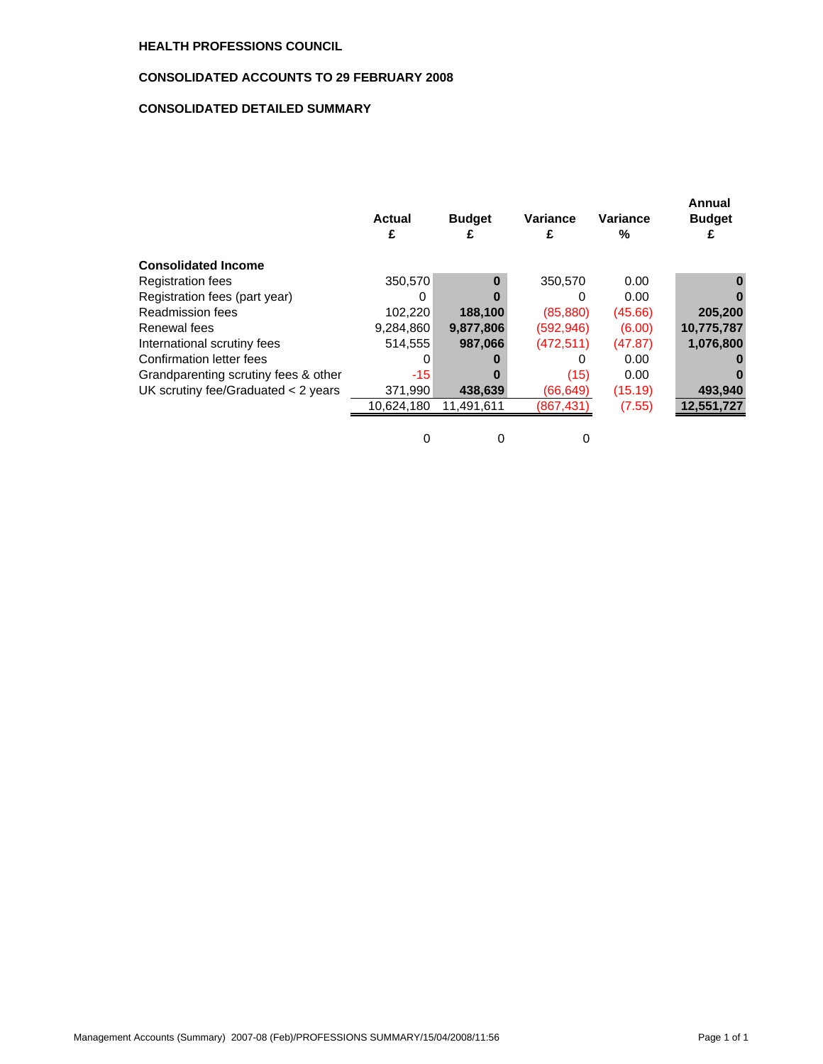**HEALTH PROFESSIONS COUNCIL**

**CONSOLIDATED ACCOUNTS TO 29 FEBRUARY 2008**

**CONSOLIDATED DETAILED SUMMARY**

| | Actual £ | Budget £ | Variance £ | Variance % | Annual Budget £ |
|---|---|---|---|---|---|
| **Consolidated Income** | | | | | |
| Registration fees | 350,570 | **0** | 350,570 | 0.00 | **0** |
| Registration fees (part year) | 0 | **0** | 0 | 0.00 | **0** |
| Readmission fees | 102,220 | **188,100** | (85,880) | (45.66) | **205,200** |
| Renewal fees | 9,284,860 | **9,877,806** | (592,946) | (6.00) | **10,775,787** |
| International scrutiny fees | 514,555 | **987,066** | (472,511) | (47.87) | **1,076,800** |
| Confirmation letter fees | 0 | **0** | 0 | 0.00 | **0** |
| Grandparenting scrutiny fees & other | -15 | **0** | (15) | 0.00 | **0** |
| UK scrutiny fee/Graduated < 2 years | 371,990 | **438,639** | (66,649) | (15.19) | **493,940** |
| | 10,624,180 | 11,491,611 | (867,431) | (7.55) | **12,551,727** |
| | 0 | 0 | 0 | | |

Management Accounts (Summary) 2007-08 (Feb)/PROFESSIONS SUMMARY/15/04/2008/11:56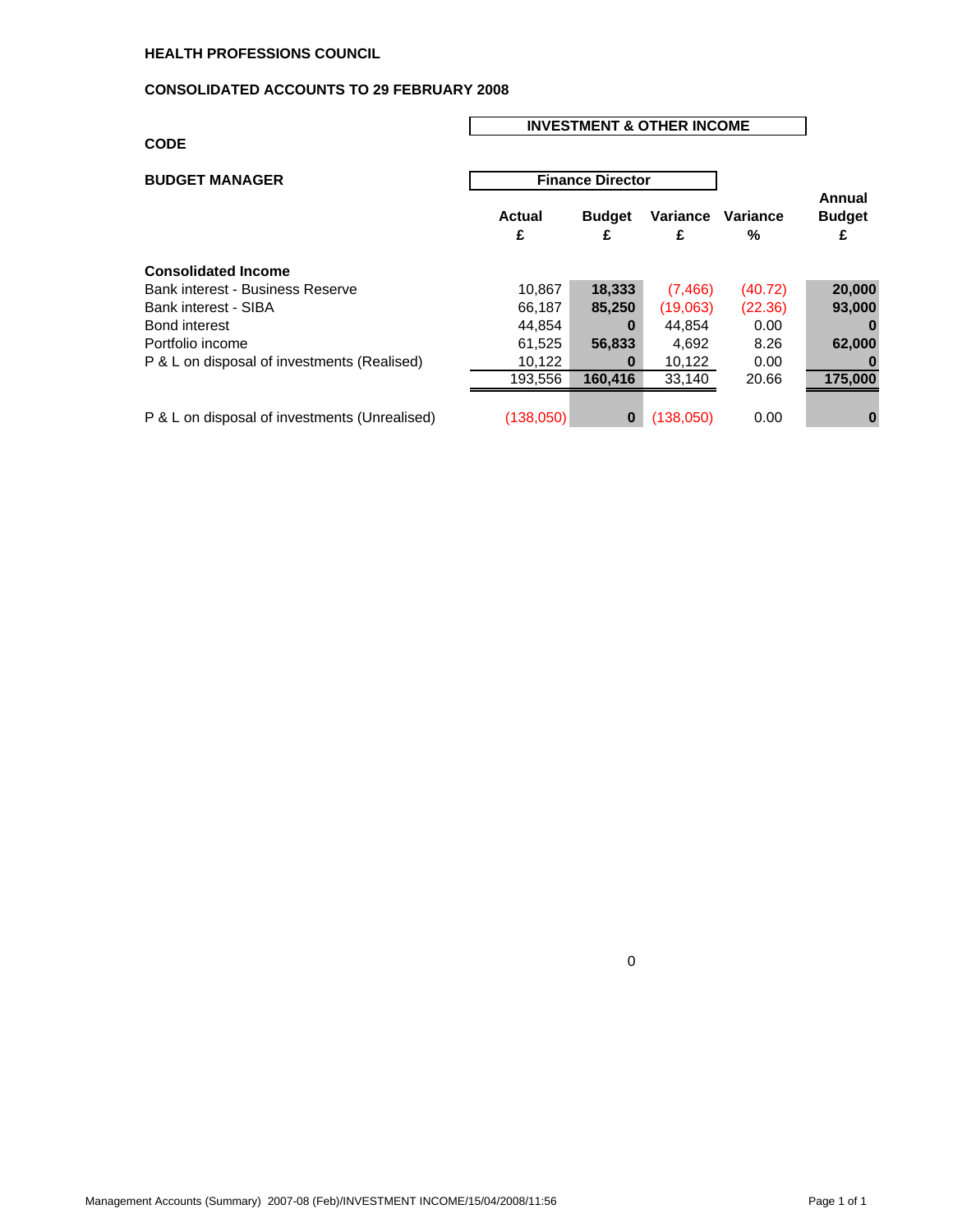**HEALTH PROFESSIONS COUNCIL**

**CONSOLIDATED ACCOUNTS TO 29 FEBRUARY 2008**

**INVESTMENT & OTHER INCOME**

**CODE**

**BUDGET MANAGER** — **Finance Director**

| | Actual £ | Budget £ | Variance £ | Variance % | Annual Budget £ |
|---|---|---|---|---|---|
| **Consolidated Income** | | | | | |
| Bank interest - Business Reserve | 10,867 | **18,333** | (7,466) | (40.72) | **20,000** |
| Bank interest - SIBA | 66,187 | **85,250** | (19,063) | (22.36) | **93,000** |
| Bond interest | 44,854 | **0** | 44,854 | 0.00 | **0** |
| Portfolio income | 61,525 | **56,833** | 4,692 | 8.26 | **62,000** |
| P & L on disposal of investments (Realised) | 10,122 | **0** | 10,122 | 0.00 | **0** |
| | 193,556 | **160,416** | 33,140 | 20.66 | **175,000** |
| | | | | | |
| P & L on disposal of investments (Unrealised) | (138,050) | **0** | (138,050) | 0.00 | **0** |

0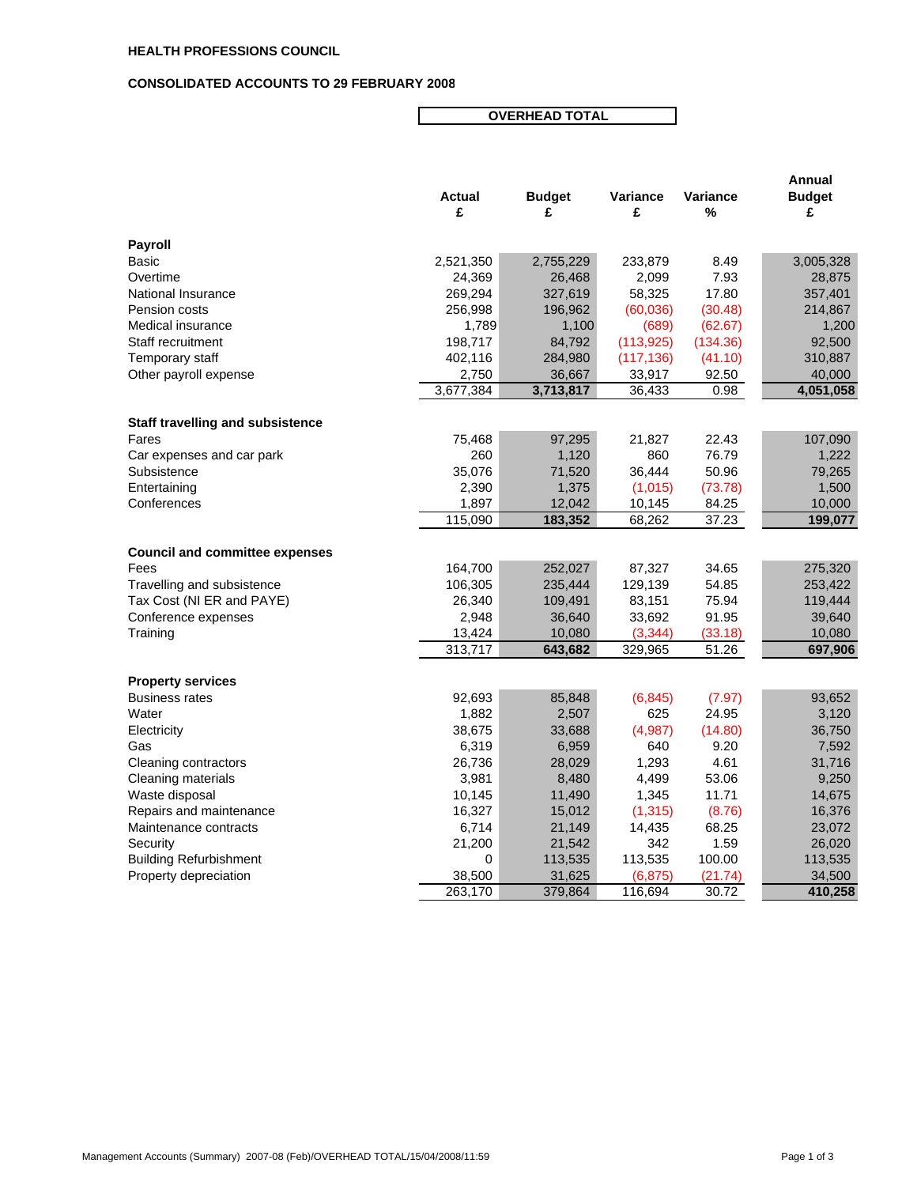**HEALTH PROFESSIONS COUNCIL**

**CONSOLIDATED ACCOUNTS TO 29 FEBRUARY 2008**

**OVERHEAD TOTAL**

| | Actual £ | Budget £ | Variance £ | Variance % | Annual Budget £ |
|---|---|---|---|---|---|
| **Payroll** | | | | | |
| Basic | 2,521,350 | 2,755,229 | 233,879 | 8.49 | 3,005,328 |
| Overtime | 24,369 | 26,468 | 2,099 | 7.93 | 28,875 |
| National Insurance | 269,294 | 327,619 | 58,325 | 17.80 | 357,401 |
| Pension costs | 256,998 | 196,962 | (60,036) | (30.48) | 214,867 |
| Medical insurance | 1,789 | 1,100 | (689) | (62.67) | 1,200 |
| Staff recruitment | 198,717 | 84,792 | (113,925) | (134.36) | 92,500 |
| Temporary staff | 402,116 | 284,980 | (117,136) | (41.10) | 310,887 |
| Other payroll expense | 2,750 | 36,667 | 33,917 | 92.50 | 40,000 |
| | 3,677,384 | **3,713,817** | 36,433 | 0.98 | **4,051,058** |
| **Staff travelling and subsistence** | | | | | |
| Fares | 75,468 | 97,295 | 21,827 | 22.43 | 107,090 |
| Car expenses and car park | 260 | 1,120 | 860 | 76.79 | 1,222 |
| Subsistence | 35,076 | 71,520 | 36,444 | 50.96 | 79,265 |
| Entertaining | 2,390 | 1,375 | (1,015) | (73.78) | 1,500 |
| Conferences | 1,897 | 12,042 | 10,145 | 84.25 | 10,000 |
| | 115,090 | **183,352** | 68,262 | 37.23 | **199,077** |
| **Council and committee expenses** | | | | | |
| Fees | 164,700 | 252,027 | 87,327 | 34.65 | 275,320 |
| Travelling and subsistence | 106,305 | 235,444 | 129,139 | 54.85 | 253,422 |
| Tax Cost (NI ER and PAYE) | 26,340 | 109,491 | 83,151 | 75.94 | 119,444 |
| Conference expenses | 2,948 | 36,640 | 33,692 | 91.95 | 39,640 |
| Training | 13,424 | 10,080 | (3,344) | (33.18) | 10,080 |
| | 313,717 | **643,682** | 329,965 | 51.26 | **697,906** |
| **Property services** | | | | | |
| Business rates | 92,693 | 85,848 | (6,845) | (7.97) | 93,652 |
| Water | 1,882 | 2,507 | 625 | 24.95 | 3,120 |
| Electricity | 38,675 | 33,688 | (4,987) | (14.80) | 36,750 |
| Gas | 6,319 | 6,959 | 640 | 9.20 | 7,592 |
| Cleaning contractors | 26,736 | 28,029 | 1,293 | 4.61 | 31,716 |
| Cleaning materials | 3,981 | 8,480 | 4,499 | 53.06 | 9,250 |
| Waste disposal | 10,145 | 11,490 | 1,345 | 11.71 | 14,675 |
| Repairs and maintenance | 16,327 | 15,012 | (1,315) | (8.76) | 16,376 |
| Maintenance contracts | 6,714 | 21,149 | 14,435 | 68.25 | 23,072 |
| Security | 21,200 | 21,542 | 342 | 1.59 | 26,020 |
| Building Refurbishment | 0 | 113,535 | 113,535 | 100.00 | 113,535 |
| Property depreciation | 38,500 | 31,625 | (6,875) | (21.74) | 34,500 |
| | 263,170 | 379,864 | 116,694 | 30.72 | **410,258** |

Management Accounts (Summary) 2007-08 (Feb)/OVERHEAD TOTAL/15/04/2008/11:59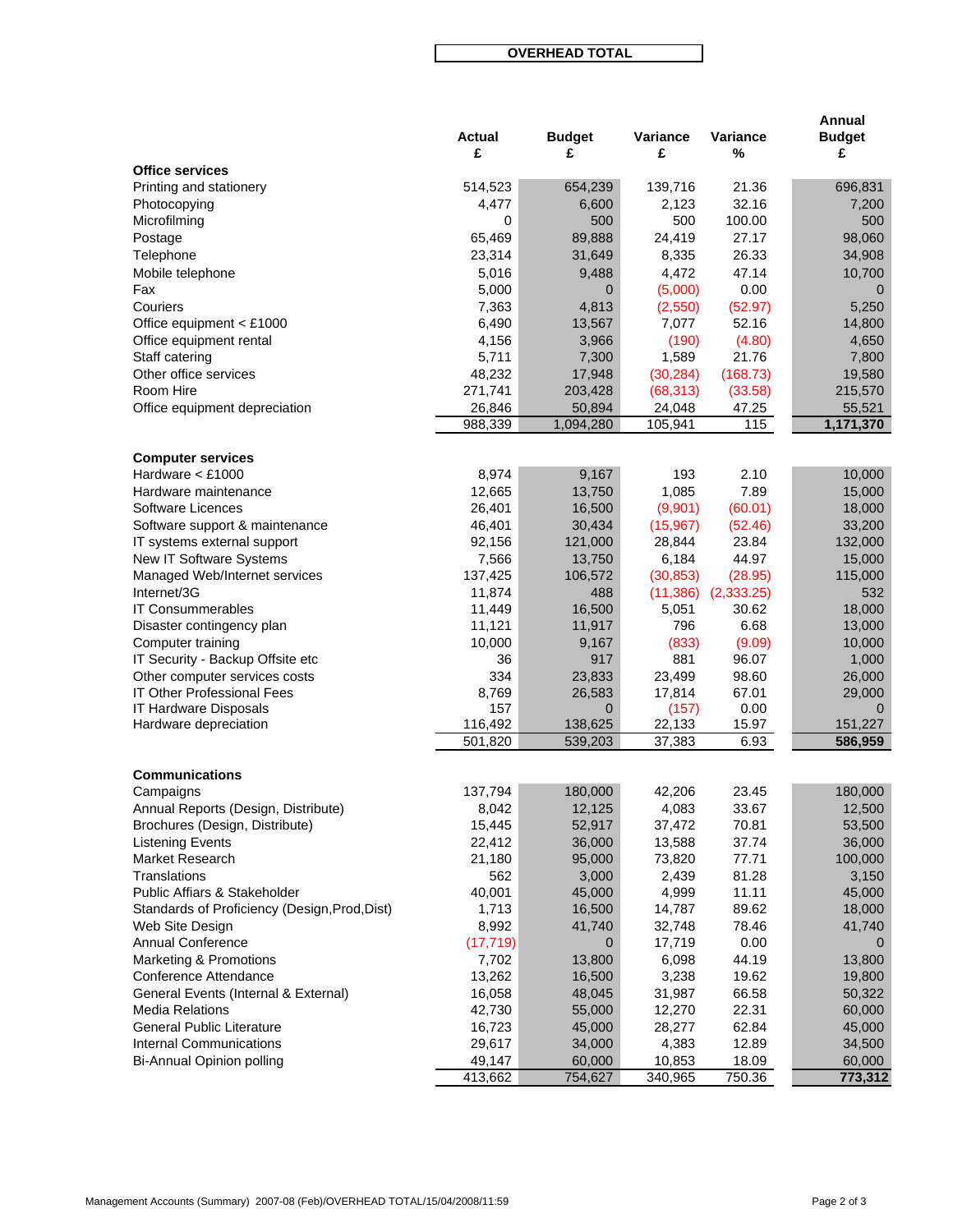# OVERHEAD TOTAL

| | Actual £ | Budget £ | Variance £ | Variance % | Annual Budget £ |
|---|---|---|---|---|---|
| **Office services** | | | | | |
| Printing and stationery | 514,523 | 654,239 | 139,716 | 21.36 | 696,831 |
| Photocopying | 4,477 | 6,600 | 2,123 | 32.16 | 7,200 |
| Microfilming | 0 | 500 | 500 | 100.00 | 500 |
| Postage | 65,469 | 89,888 | 24,419 | 27.17 | 98,060 |
| Telephone | 23,314 | 31,649 | 8,335 | 26.33 | 34,908 |
| Mobile telephone | 5,016 | 9,488 | 4,472 | 47.14 | 10,700 |
| Fax | 5,000 | 0 | (5,000) | 0.00 | 0 |
| Couriers | 7,363 | 4,813 | (2,550) | (52.97) | 5,250 |
| Office equipment < £1000 | 6,490 | 13,567 | 7,077 | 52.16 | 14,800 |
| Office equipment rental | 4,156 | 3,966 | (190) | (4.80) | 4,650 |
| Staff catering | 5,711 | 7,300 | 1,589 | 21.76 | 7,800 |
| Other office services | 48,232 | 17,948 | (30,284) | (168.73) | 19,580 |
| Room Hire | 271,741 | 203,428 | (68,313) | (33.58) | 215,570 |
| Office equipment depreciation | 26,846 | 50,894 | 24,048 | 47.25 | 55,521 |
| | 988,339 | 1,094,280 | 105,941 | 115 | **1,171,370** |
| **Computer services** | | | | | |
| Hardware < £1000 | 8,974 | 9,167 | 193 | 2.10 | 10,000 |
| Hardware maintenance | 12,665 | 13,750 | 1,085 | 7.89 | 15,000 |
| Software Licences | 26,401 | 16,500 | (9,901) | (60.01) | 18,000 |
| Software support & maintenance | 46,401 | 30,434 | (15,967) | (52.46) | 33,200 |
| IT systems external support | 92,156 | 121,000 | 28,844 | 23.84 | 132,000 |
| New IT Software Systems | 7,566 | 13,750 | 6,184 | 44.97 | 15,000 |
| Managed Web/Internet services | 137,425 | 106,572 | (30,853) | (28.95) | 115,000 |
| Internet/3G | 11,874 | 488 | (11,386) | (2,333.25) | 532 |
| IT Consummerables | 11,449 | 16,500 | 5,051 | 30.62 | 18,000 |
| Disaster contingency plan | 11,121 | 11,917 | 796 | 6.68 | 13,000 |
| Computer training | 10,000 | 9,167 | (833) | (9.09) | 10,000 |
| IT Security - Backup Offsite etc | 36 | 917 | 881 | 96.07 | 1,000 |
| Other computer services costs | 334 | 23,833 | 23,499 | 98.60 | 26,000 |
| IT Other Professional Fees | 8,769 | 26,583 | 17,814 | 67.01 | 29,000 |
| IT Hardware Disposals | 157 | 0 | (157) | 0.00 | 0 |
| Hardware depreciation | 116,492 | 138,625 | 22,133 | 15.97 | 151,227 |
| | 501,820 | 539,203 | 37,383 | 6.93 | **586,959** |
| **Communications** | | | | | |
| Campaigns | 137,794 | 180,000 | 42,206 | 23.45 | 180,000 |
| Annual Reports (Design, Distribute) | 8,042 | 12,125 | 4,083 | 33.67 | 12,500 |
| Brochures (Design, Distribute) | 15,445 | 52,917 | 37,472 | 70.81 | 53,500 |
| Listening Events | 22,412 | 36,000 | 13,588 | 37.74 | 36,000 |
| Market Research | 21,180 | 95,000 | 73,820 | 77.71 | 100,000 |
| Translations | 562 | 3,000 | 2,439 | 81.28 | 3,150 |
| Public Affiars & Stakeholder | 40,001 | 45,000 | 4,999 | 11.11 | 45,000 |
| Standards of Proficiency (Design,Prod,Dist) | 1,713 | 16,500 | 14,787 | 89.62 | 18,000 |
| Web Site Design | 8,992 | 41,740 | 32,748 | 78.46 | 41,740 |
| Annual Conference | (17,719) | 0 | 17,719 | 0.00 | 0 |
| Marketing & Promotions | 7,702 | 13,800 | 6,098 | 44.19 | 13,800 |
| Conference Attendance | 13,262 | 16,500 | 3,238 | 19.62 | 19,800 |
| General Events (Internal & External) | 16,058 | 48,045 | 31,987 | 66.58 | 50,322 |
| Media Relations | 42,730 | 55,000 | 12,270 | 22.31 | 60,000 |
| General Public Literature | 16,723 | 45,000 | 28,277 | 62.84 | 45,000 |
| Internal Communications | 29,617 | 34,000 | 4,383 | 12.89 | 34,500 |
| Bi-Annual Opinion polling | 49,147 | 60,000 | 10,853 | 18.09 | 60,000 |
| | 413,662 | 754,627 | 340,965 | 750.36 | **773,312** |

Management Accounts (Summary) 2007-08 (Feb)/OVERHEAD TOTAL/15/04/2008/11:59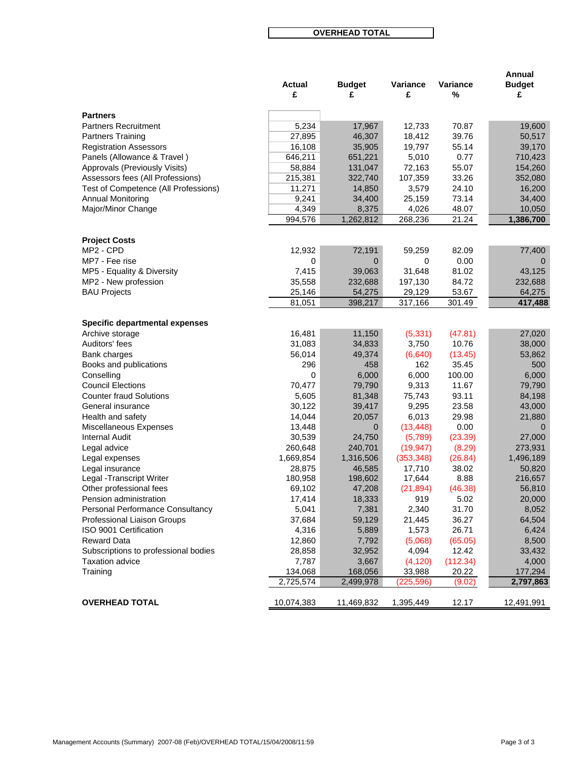# OVERHEAD TOTAL

| | Actual £ | Budget £ | Variance £ | Variance % | Annual Budget £ |
|---|---|---|---|---|---|
| **Partners** | | | | | |
| Partners Recruitment | 5,234 | 17,967 | 12,733 | 70.87 | 19,600 |
| Partners Training | 27,895 | 46,307 | 18,412 | 39.76 | 50,517 |
| Registration Assessors | 16,108 | 35,905 | 19,797 | 55.14 | 39,170 |
| Panels (Allowance & Travel ) | 646,211 | 651,221 | 5,010 | 0.77 | 710,423 |
| Approvals (Previously Visits) | 58,884 | 131,047 | 72,163 | 55.07 | 154,260 |
| Assessors fees (All Professions) | 215,381 | 322,740 | 107,359 | 33.26 | 352,080 |
| Test of Competence (All Professions) | 11,271 | 14,850 | 3,579 | 24.10 | 16,200 |
| Annual Monitoring | 9,241 | 34,400 | 25,159 | 73.14 | 34,400 |
| Major/Minor Change | 4,349 | 8,375 | 4,026 | 48.07 | 10,050 |
| | 994,576 | 1,262,812 | 268,236 | 21.24 | **1,386,700** |
| **Project Costs** | | | | | |
| MP2 - CPD | 12,932 | 72,191 | 59,259 | 82.09 | 77,400 |
| MP7 - Fee rise | 0 | 0 | 0 | 0.00 | 0 |
| MP5 - Equality & Diversity | 7,415 | 39,063 | 31,648 | 81.02 | 43,125 |
| MP2 - New profession | 35,558 | 232,688 | 197,130 | 84.72 | 232,688 |
| BAU Projects | 25,146 | 54,275 | 29,129 | 53.67 | 64,275 |
| | 81,051 | 398,217 | 317,166 | 301.49 | **417,488** |
| **Specific departmental expenses** | | | | | |
| Archive storage | 16,481 | 11,150 | (5,331) | (47.81) | 27,020 |
| Auditors' fees | 31,083 | 34,833 | 3,750 | 10.76 | 38,000 |
| Bank charges | 56,014 | 49,374 | (6,640) | (13.45) | 53,862 |
| Books and publications | 296 | 458 | 162 | 35.45 | 500 |
| Conselling | 0 | 6,000 | 6,000 | 100.00 | 6,000 |
| Council Elections | 70,477 | 79,790 | 9,313 | 11.67 | 79,790 |
| Counter fraud Solutions | 5,605 | 81,348 | 75,743 | 93.11 | 84,198 |
| General insurance | 30,122 | 39,417 | 9,295 | 23.58 | 43,000 |
| Health and safety | 14,044 | 20,057 | 6,013 | 29.98 | 21,880 |
| Miscellaneous Expenses | 13,448 | 0 | (13,448) | 0.00 | 0 |
| Internal Audit | 30,539 | 24,750 | (5,789) | (23.39) | 27,000 |
| Legal advice | 260,648 | 240,701 | (19,947) | (8.29) | 273,931 |
| Legal expenses | 1,669,854 | 1,316,506 | (353,348) | (26.84) | 1,496,189 |
| Legal insurance | 28,875 | 46,585 | 17,710 | 38.02 | 50,820 |
| Legal -Transcript Writer | 180,958 | 198,602 | 17,644 | 8.88 | 216,657 |
| Other professional fees | 69,102 | 47,208 | (21,894) | (46.38) | 56,810 |
| Pension administration | 17,414 | 18,333 | 919 | 5.02 | 20,000 |
| Personal Performance Consultancy | 5,041 | 7,381 | 2,340 | 31.70 | 8,052 |
| Professional Liaison Groups | 37,684 | 59,129 | 21,445 | 36.27 | 64,504 |
| ISO 9001 Certification | 4,316 | 5,889 | 1,573 | 26.71 | 6,424 |
| Reward Data | 12,860 | 7,792 | (5,068) | (65.05) | 8,500 |
| Subscriptions to professional bodies | 28,858 | 32,952 | 4,094 | 12.42 | 33,432 |
| Taxation advice | 7,787 | 3,667 | (4,120) | (112.34) | 4,000 |
| Training | 134,068 | 168,056 | 33,988 | 20.22 | 177,294 |
| | 2,725,574 | 2,499,978 | (225,596) | (9.02) | **2,797,863** |
| **OVERHEAD TOTAL** | 10,074,383 | 11,469,832 | 1,395,449 | 12.17 | 12,491,991 |

Management Accounts (Summary) 2007-08 (Feb)/OVERHEAD TOTAL/15/04/2008/11:59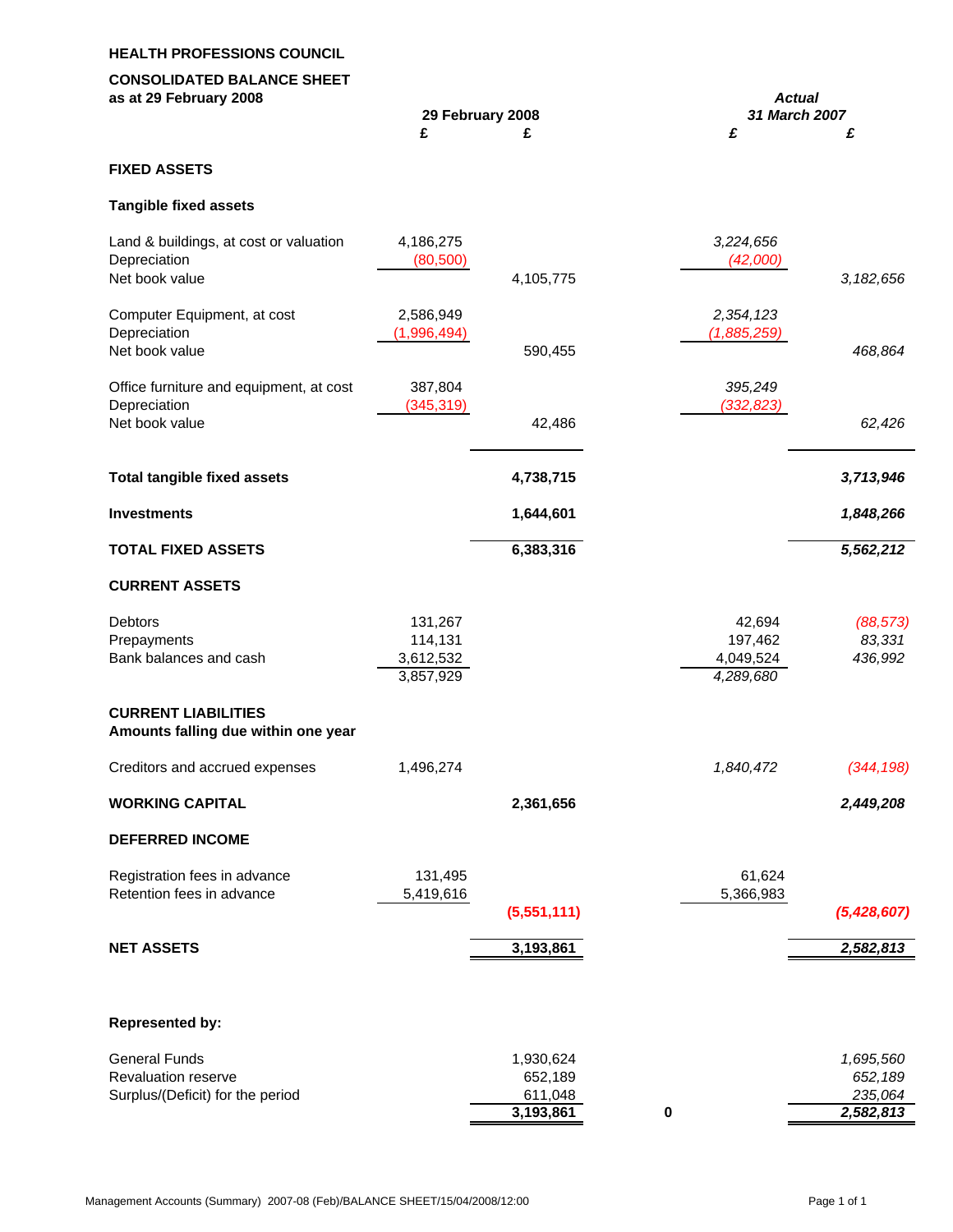**HEALTH PROFESSIONS COUNCIL**

**CONSOLIDATED BALANCE SHEET**
**as at 29 February 2008**

| | 29 February 2008 | | *Actual 31 March 2007* | | |
|---|---|---|---|---|---|
| | £ | £ | *£* | *£* | |
| **FIXED ASSETS** | | | | | |
| **Tangible fixed assets** | | | | | |
| Land & buildings, at cost or valuation | 4,186,275 | | *3,224,656* | | |
| Depreciation | (80,500) | | *(42,000)* | | |
| Net book value | | 4,105,775 | | *3,182,656* | |
| Computer Equipment, at cost | 2,586,949 | | *2,354,123* | | |
| Depreciation | (1,996,494) | | *(1,885,259)* | | |
| Net book value | | 590,455 | | *468,864* | |
| Office furniture and equipment, at cost | 387,804 | | *395,249* | | |
| Depreciation | (345,319) | | *(332,823)* | | |
| Net book value | | 42,486 | | *62,426* | |
| **Total tangible fixed assets** | | **4,738,715** | | ***3,713,946*** | |
| **Investments** | | **1,644,601** | | ***1,848,266*** | |
| **TOTAL FIXED ASSETS** | | **6,383,316** | | ***5,562,212*** | |
| **CURRENT ASSETS** | | | | | |
| Debtors | 131,267 | | 42,694 | *(88,573)* | |
| Prepayments | 114,131 | | 197,462 | *83,331* | |
| Bank balances and cash | 3,612,532 | | 4,049,524 | *436,992* | |
| | 3,857,929 | | *4,289,680* | | |
| **CURRENT LIABILITIES** | | | | | |
| **Amounts falling due within one year** | | | | | |
| Creditors and accrued expenses | 1,496,274 | | *1,840,472* | *(344,198)* | |
| **WORKING CAPITAL** | | **2,361,656** | | ***2,449,208*** | |
| **DEFERRED INCOME** | | | | | |
| Registration fees in advance | 131,495 | | 61,624 | | |
| Retention fees in advance | 5,419,616 | | 5,366,983 | | |
| | | **(5,551,111)** | | ***(5,428,607)*** | |
| **NET ASSETS** | | **3,193,861** | | ***2,582,813*** | |
| **Represented by:** | | | | | |
| General Funds | | 1,930,624 | | *1,695,560* | |
| Revaluation reserve | | 652,189 | | *652,189* | |
| Surplus/(Deficit) for the period | | 611,048 | | *235,064* | |
| | | **3,193,861** | **0** | ***2,582,813*** | |

Management Accounts (Summary) 2007-08 (Feb)/BALANCE SHEET/15/04/2008/12:00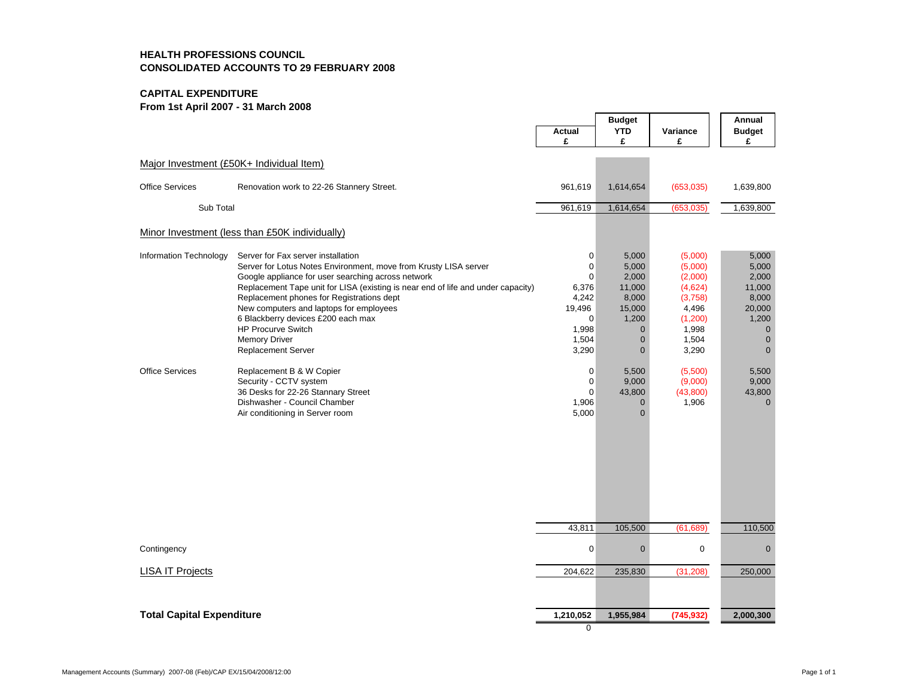**HEALTH PROFESSIONS COUNCIL**
**CONSOLIDATED ACCOUNTS TO 29 FEBRUARY 2008**

**CAPITAL EXPENDITURE**
**From 1st April 2007 - 31 March 2008**

| | | Actual £ | Budget YTD £ | Variance £ | Annual Budget £ |
|---|---|---|---|---|---|
| Major Investment (£50K+ Individual Item) | | | | | |
| Office Services | Renovation work to 22-26 Stannery Street. | 961,619 | 1,614,654 | (653,035) | 1,639,800 |
| Sub Total | | 961,619 | 1,614,654 | (653,035) | 1,639,800 |
| Minor Investment (less than £50K individually) | | | | | |
| Information Technology | Server for Fax server installation | 0 | 5,000 | (5,000) | 5,000 |
| | Server for Lotus Notes Environment, move from Krusty LISA server | 0 | 5,000 | (5,000) | 5,000 |
| | Google appliance for user searching across network | 0 | 2,000 | (2,000) | 2,000 |
| | Replacement Tape unit for LISA (existing is near end of life and under capacity) | 6,376 | 11,000 | (4,624) | 11,000 |
| | Replacement phones for Registrations dept | 4,242 | 8,000 | (3,758) | 8,000 |
| | New computers and laptops for employees | 19,496 | 15,000 | 4,496 | 20,000 |
| | 6 Blackberry devices £200 each max | 0 | 1,200 | (1,200) | 1,200 |
| | HP Procurve Switch | 1,998 | 0 | 1,998 | 0 |
| | Memory Driver | 1,504 | 0 | 1,504 | 0 |
| | Replacement Server | 3,290 | 0 | 3,290 | 0 |
| Office Services | Replacement B & W Copier | 0 | 5,500 | (5,500) | 5,500 |
| | Security - CCTV system | 0 | 9,000 | (9,000) | 9,000 |
| | 36 Desks for 22-26 Stannary Street | 0 | 43,800 | (43,800) | 43,800 |
| | Dishwasher - Council Chamber | 1,906 | 0 | 1,906 | 0 |
| | Air conditioning in Server room | 5,000 | 0 | | |
| | | 43,811 | 105,500 | (61,689) | 110,500 |
| Contingency | | 0 | 0 | 0 | 0 |
| LISA IT Projects | | 204,622 | 235,830 | (31,208) | 250,000 |
| **Total Capital Expenditure** | | **1,210,052** | **1,955,984** | **(745,932)** | **2,000,300** |
| | | 0 | | | |

Management Accounts (Summary) 2007-08 (Feb)/CAP EX/15/04/2008/12:00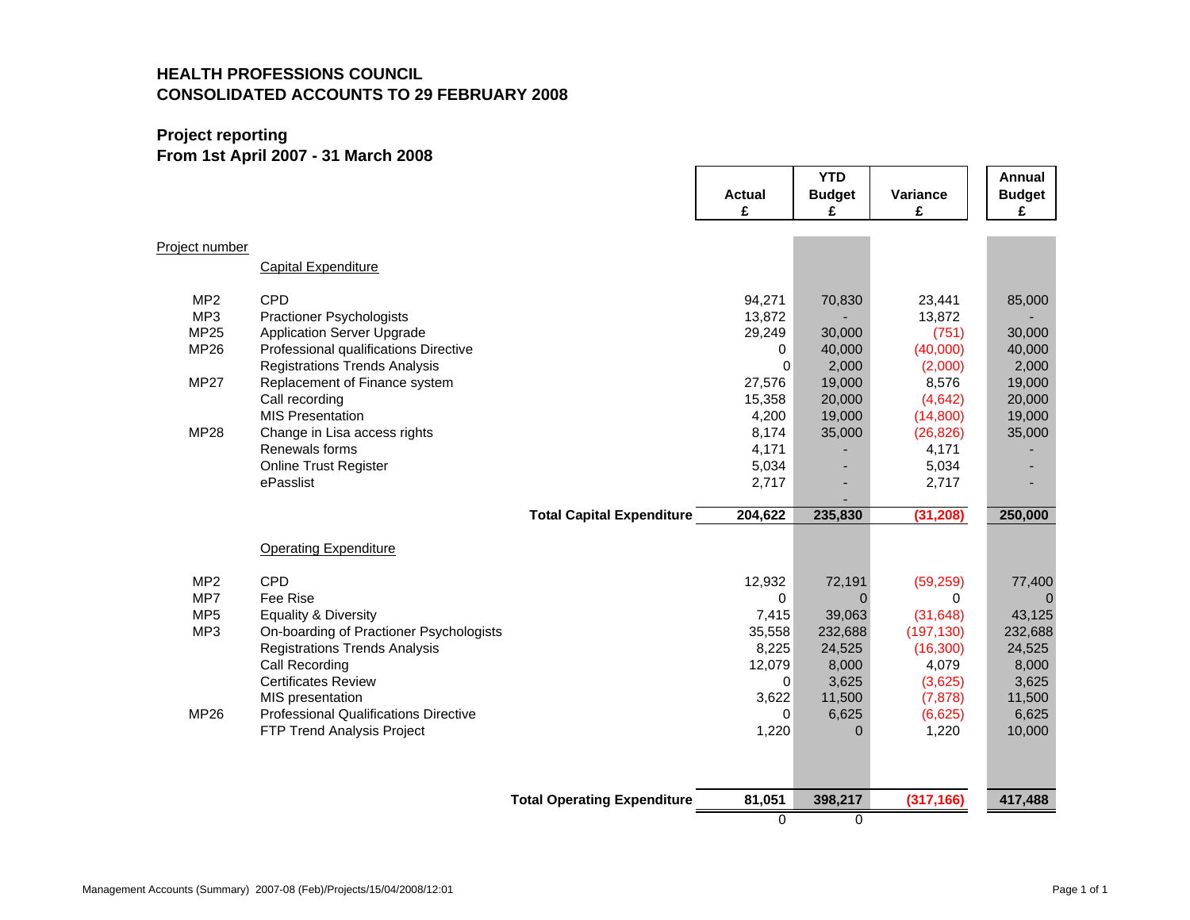**HEALTH PROFESSIONS COUNCIL**
**CONSOLIDATED ACCOUNTS TO 29 FEBRUARY 2008**

**Project reporting**
**From 1st April 2007 - 31 March 2008**

| Project number | | Actual £ | YTD Budget £ | Variance £ | Annual Budget £ |
|---|---|---|---|---|---|
| | Capital Expenditure | | | | |
| MP2 | CPD | 94,271 | 70,830 | 23,441 | 85,000 |
| MP3 | Practioner Psychologists | 13,872 | - | 13,872 | - |
| MP25 | Application Server Upgrade | 29,249 | 30,000 | (751) | 30,000 |
| MP26 | Professional qualifications Directive | 0 | 40,000 | (40,000) | 40,000 |
| | Registrations Trends Analysis | 0 | 2,000 | (2,000) | 2,000 |
| MP27 | Replacement of Finance system | 27,576 | 19,000 | 8,576 | 19,000 |
| | Call recording | 15,358 | 20,000 | (4,642) | 20,000 |
| | MIS Presentation | 4,200 | 19,000 | (14,800) | 19,000 |
| MP28 | Change in Lisa access rights | 8,174 | 35,000 | (26,826) | 35,000 |
| | Renewals forms | 4,171 | - | 4,171 | - |
| | Online Trust Register | 5,034 | - | 5,034 | - |
| | ePasslist | 2,717 | - | 2,717 | - |
| | | | - | | |
| | **Total Capital Expenditure** | **204,622** | **235,830** | **(31,208)** | **250,000** |
| | Operating Expenditure | | | | |
| MP2 | CPD | 12,932 | 72,191 | (59,259) | 77,400 |
| MP7 | Fee Rise | 0 | 0 | 0 | 0 |
| MP5 | Equality & Diversity | 7,415 | 39,063 | (31,648) | 43,125 |
| MP3 | On-boarding of Practioner Psychologists | 35,558 | 232,688 | (197,130) | 232,688 |
| | Registrations Trends Analysis | 8,225 | 24,525 | (16,300) | 24,525 |
| | Call Recording | 12,079 | 8,000 | 4,079 | 8,000 |
| | Certificates Review | 0 | 3,625 | (3,625) | 3,625 |
| | MIS presentation | 3,622 | 11,500 | (7,878) | 11,500 |
| MP26 | Professional Qualifications Directive | 0 | 6,625 | (6,625) | 6,625 |
| | FTP Trend Analysis Project | 1,220 | 0 | 1,220 | 10,000 |
| | **Total Operating Expenditure** | **81,051** | **398,217** | **(317,166)** | **417,488** |
| | | 0 | 0 | | |

Management Accounts (Summary) 2007-08 (Feb)/Projects/15/04/2008/12:01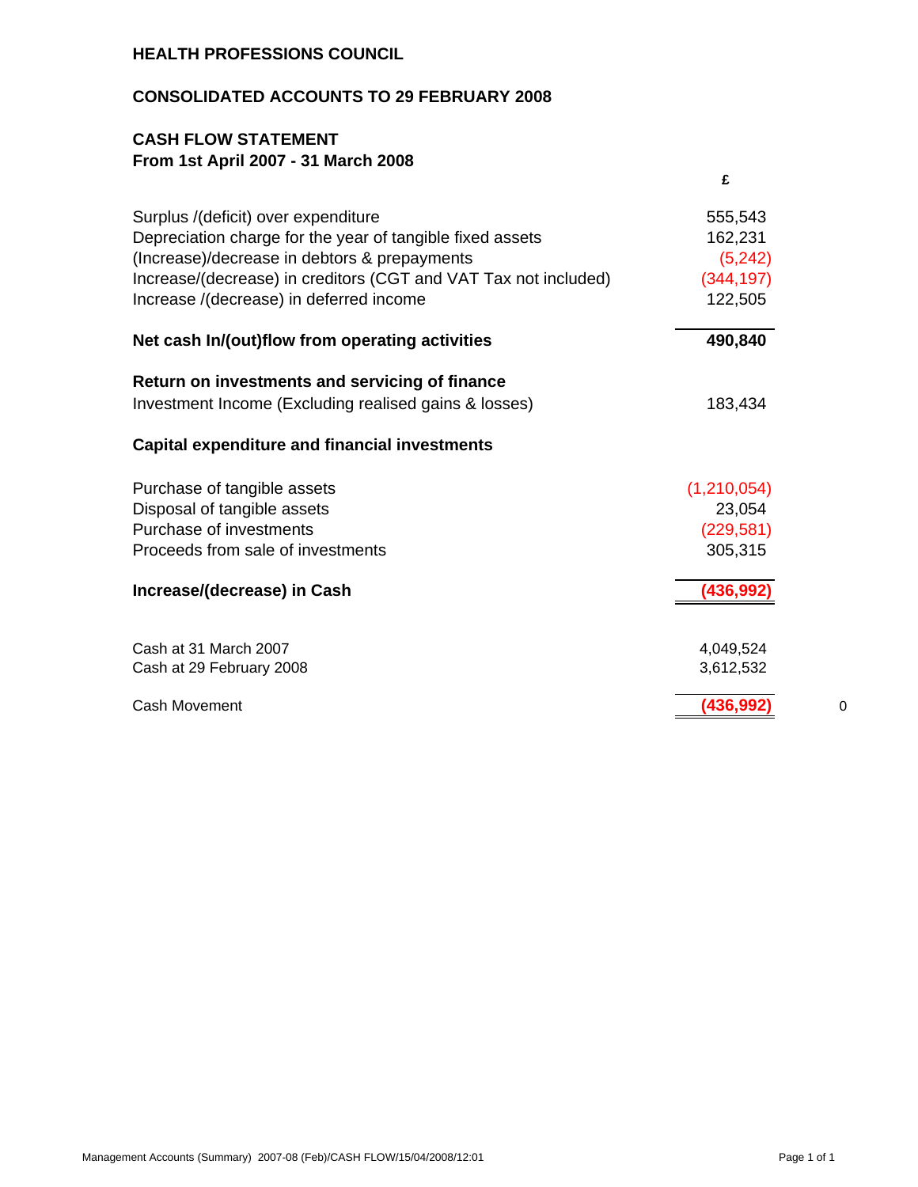**HEALTH PROFESSIONS COUNCIL**

**CONSOLIDATED ACCOUNTS TO 29 FEBRUARY 2008**

**CASH FLOW STATEMENT**
**From 1st April 2007 - 31 March 2008**

| | £ | |
|---|---|---|
| Surplus /(deficit) over expenditure | 555,543 | |
| Depreciation charge for the year of tangible fixed assets | 162,231 | |
| (Increase)/decrease in debtors & prepayments | (5,242) | |
| Increase/(decrease) in creditors (CGT and VAT Tax not included) | (344,197) | |
| Increase /(decrease) in deferred income | 122,505 | |
| **Net cash In/(out)flow from operating activities** | **490,840** | |
| **Return on investments and servicing of finance** | | |
| Investment Income (Excluding realised gains & losses) | 183,434 | |
| **Capital expenditure and financial investments** | | |
| Purchase of tangible assets | (1,210,054) | |
| Disposal of tangible assets | 23,054 | |
| Purchase of investments | (229,581) | |
| Proceeds from sale of investments | 305,315 | |
| **Increase/(decrease) in Cash** | **(436,992)** | |
| Cash at 31 March 2007 | 4,049,524 | |
| Cash at 29 February 2008 | 3,612,532 | |
| Cash Movement | **(436,992)** | 0 |

Management Accounts (Summary) 2007-08 (Feb)/CASH FLOW/15/04/2008/12:01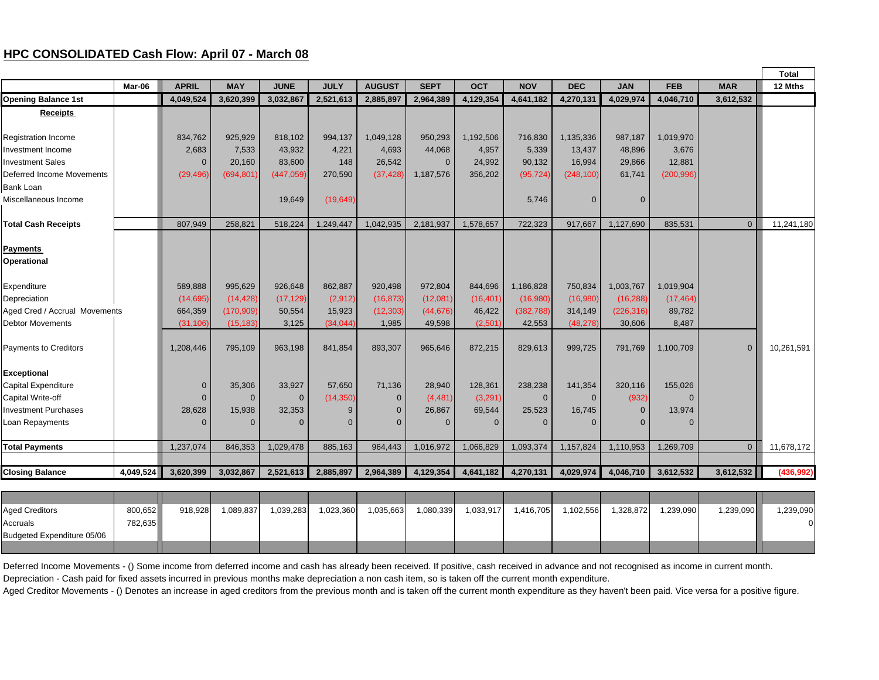## HPC CONSOLIDATED Cash Flow: April 07 - March 08

| | Mar-06 | APRIL | MAY | JUNE | JULY | AUGUST | SEPT | OCT | NOV | DEC | JAN | FEB | MAR | Total 12 Mths |
|---|---|---|---|---|---|---|---|---|---|---|---|---|---|---|
| **Opening Balance 1st** | | **4,049,524** | **3,620,399** | **3,032,867** | **2,521,613** | **2,885,897** | **2,964,389** | **4,129,354** | **4,641,182** | **4,270,131** | **4,029,974** | **4,046,710** | **3,612,532** | |
| **Receipts** | | | | | | | | | | | | | | |
| Registration Income | | 834,762 | 925,929 | 818,102 | 994,137 | 1,049,128 | 950,293 | 1,192,506 | 716,830 | 1,135,336 | 987,187 | 1,019,970 | | |
| Investment Income | | 2,683 | 7,533 | 43,932 | 4,221 | 4,693 | 44,068 | 4,957 | 5,339 | 13,437 | 48,896 | 3,676 | | |
| Investment Sales | | 0 | 20,160 | 83,600 | 148 | 26,542 | 0 | 24,992 | 90,132 | 16,994 | 29,866 | 12,881 | | |
| Deferred Income Movements | | (29,496) | (694,801) | (447,059) | 270,590 | (37,428) | 1,187,576 | 356,202 | (95,724) | (248,100) | 61,741 | (200,996) | | |
| Bank Loan | | | | | | | | | | | | | | |
| Miscellaneous Income | | | | 19,649 | (19,649) | | | | 5,746 | 0 | 0 | | | |
| **Total Cash Receipts** | | 807,949 | 258,821 | 518,224 | 1,249,447 | 1,042,935 | 2,181,937 | 1,578,657 | 722,323 | 917,667 | 1,127,690 | 835,531 | 0 | 11,241,180 |
| **Payments** | | | | | | | | | | | | | | |
| **Operational** | | | | | | | | | | | | | | |
| Expenditure | | 589,888 | 995,629 | 926,648 | 862,887 | 920,498 | 972,804 | 844,696 | 1,186,828 | 750,834 | 1,003,767 | 1,019,904 | | |
| Depreciation | | (14,695) | (14,428) | (17,129) | (2,912) | (16,873) | (12,081) | (16,401) | (16,980) | (16,980) | (16,288) | (17,464) | | |
| Aged Cred / Accrual Movements | | 664,359 | (170,909) | 50,554 | 15,923 | (12,303) | (44,676) | 46,422 | (382,788) | 314,149 | (226,316) | 89,782 | | |
| Debtor Movements | | (31,106) | (15,183) | 3,125 | (34,044) | 1,985 | 49,598 | (2,501) | 42,553 | (48,278) | 30,606 | 8,487 | | |
| Payments to Creditors | | 1,208,446 | 795,109 | 963,198 | 841,854 | 893,307 | 965,646 | 872,215 | 829,613 | 999,725 | 791,769 | 1,100,709 | 0 | 10,261,591 |
| **Exceptional** | | | | | | | | | | | | | | |
| Capital Expenditure | | 0 | 35,306 | 33,927 | 57,650 | 71,136 | 28,940 | 128,361 | 238,238 | 141,354 | 320,116 | 155,026 | | |
| Capital Write-off | | 0 | 0 | 0 | (14,350) | 0 | (4,481) | (3,291) | 0 | 0 | (932) | 0 | | |
| Investment Purchases | | 28,628 | 15,938 | 32,353 | 9 | 0 | 26,867 | 69,544 | 25,523 | 16,745 | 0 | 13,974 | | |
| Loan Repayments | | 0 | 0 | 0 | 0 | 0 | 0 | 0 | 0 | 0 | 0 | 0 | | |
| **Total Payments** | | 1,237,074 | 846,353 | 1,029,478 | 885,163 | 964,443 | 1,016,972 | 1,066,829 | 1,093,374 | 1,157,824 | 1,110,953 | 1,269,709 | 0 | 11,678,172 |
| **Closing Balance** | **4,049,524** | **3,620,399** | **3,032,867** | **2,521,613** | **2,885,897** | **2,964,389** | **4,129,354** | **4,641,182** | **4,270,131** | **4,029,974** | **4,046,710** | **3,612,532** | **3,612,532** | **(436,992)** |
| Aged Creditors | 800,652 | 918,928 | 1,089,837 | 1,039,283 | 1,023,360 | 1,035,663 | 1,080,339 | 1,033,917 | 1,416,705 | 1,102,556 | 1,328,872 | 1,239,090 | 1,239,090 | 1,239,090 |
| Accruals | 782,635 | | | | | | | | | | | | | 0 |
| Budgeted Expenditure 05/06 | | | | | | | | | | | | | | |

Deferred Income Movements - () Some income from deferred income and cash has already been received. If positive, cash received in advance and not recognised as income in current month.

Depreciation - Cash paid for fixed assets incurred in previous months make depreciation a non cash item, so is taken off the current month expenditure.

Aged Creditor Movements - () Denotes an increase in aged creditors from the previous month and is taken off the current month expenditure as they haven't been paid. Vice versa for a positive figure.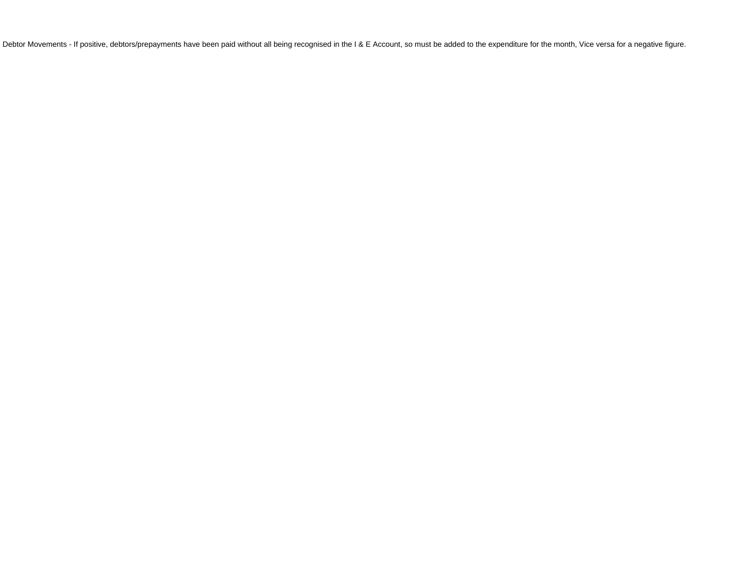Debtor Movements - If positive, debtors/prepayments have been paid without all being recognised in the I & E Account, so must be added to the expenditure for the month, Vice versa for a negative figure.